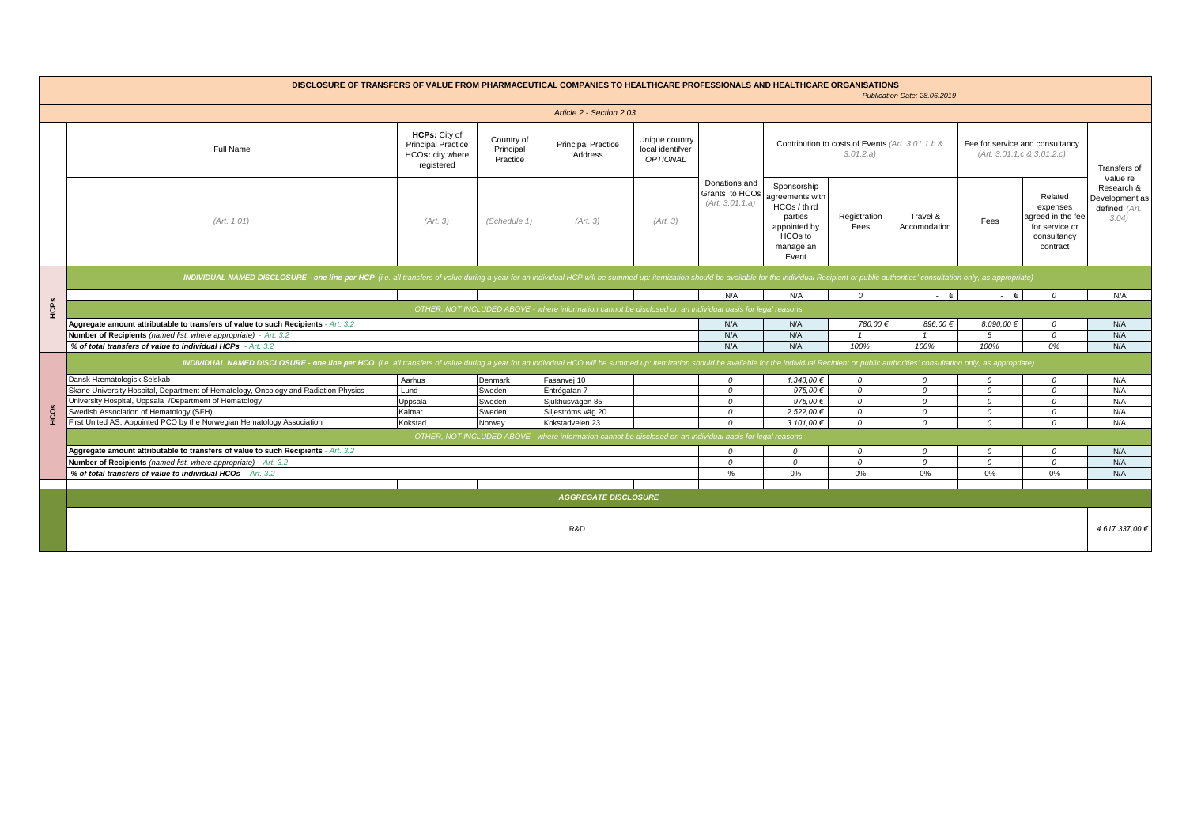# DISCLOSURE OF TRANSFERS OF VALUE FROM PHARMACEUTICAL COMPANIES TO HEALTHCARE PROFESSIONALS AND HEALTHCARE ORGANISATIONS

*Publication Date: 28.06.2019*

*Article 2 - Section 2.03*

| | Full Name | HCPs: City of Principal Practice HCOs: city where registered | Country of Principal Practice | Principal Practice Address | Unique country local identifyer OPTIONAL | Donations and Grants to HCOs (Art. 3.01.1.a) | Contribution to costs of Events (Art. 3.01.1.b & 3.01.2.a) | | | Fee for service and consultancy (Art. 3.01.1.c & 3.01.2.c) | | Transfers of Value re Research & Development as defined (Art. 3.04) |
|---|---|---|---|---|---|---|---|---|---|---|---|---|
| | (Art. 1.01) | (Art. 3) | (Schedule 1) | (Art. 3) | (Art. 3) | | Sponsorship agreements with HCOs / third parties appointed by HCOs to manage an Event | Registration Fees | Travel & Accomodation | Fees | Related expenses agreed in the fee for service or consultancy contract | |
| **HCPs** | ***INDIVIDUAL NAMED DISCLOSURE - one line per HCP** (i.e. all transfers of value during a year for an individual HCP will be summed up: itemization should be available for the individual Recipient or public authorities' consultation only, as appropriate)* | | | | | | | | | | | |
| | | | | | | N/A | N/A | 0 | - € | - € | 0 | N/A |
| | *OTHER, NOT INCLUDED ABOVE - where information cannot be disclosed on an individual basis for legal reasons* | | | | | | | | | | | |
| | **Aggregate amount attributable to transfers of value to such Recipients** - Art. 3.2 | | | | | N/A | N/A | 780,00 € | 896,00 € | 8.090,00 € | 0 | N/A |
| | **Number of Recipients** *(named list, where appropriate)* - Art. 3.2 | | | | | N/A | N/A | 1 | 1 | 5 | 0 | N/A |
| | ***% of total transfers of value to individual HCPs*** - Art. 3.2 | | | | | N/A | N/A | 100% | 100% | 100% | 0% | N/A |
| **HCOs** | ***INDIVIDUAL NAMED DISCLOSURE - one line per HCO** (i.e. all transfers of value during a year for an individual HCO will be summed up: itemization should be available for the individual Recipient or public authorities' consultation only, as appropriate)* | | | | | | | | | | | |
| | Dansk Hæmatologisk Selskab | Aarhus | Denmark | Fasanvej 10 | | 0 | 1.343,00 € | 0 | 0 | 0 | 0 | N/A |
| | Skane University Hospital, Department of Hematology, Oncology and Radiation Physics | Lund | Sweden | Entrégatan 7 | | 0 | 975,00 € | 0 | 0 | 0 | 0 | N/A |
| | University Hospital, Uppsala /Department of Hematology | Uppsala | Sweden | Sjukhusvägen 85 | | 0 | 975,00 € | 0 | 0 | 0 | 0 | N/A |
| | Swedish Association of Hematology (SFH) | Kalmar | Sweden | Siljeströms väg 20 | | 0 | 2.522,00 € | 0 | 0 | 0 | 0 | N/A |
| | First United AS, Appointed PCO by the Norwegian Hematology Association | Kokstad | Norway | Kokstadveien 23 | | 0 | 3.101,00 € | 0 | 0 | 0 | 0 | N/A |
| | *OTHER, NOT INCLUDED ABOVE - where information cannot be disclosed on an individual basis for legal reasons* | | | | | | | | | | | |
| | **Aggregate amount attributable to transfers of value to such Recipients** - Art. 3.2 | | | | | 0 | 0 | 0 | 0 | 0 | 0 | N/A |
| | **Number of Recipients** *(named list, where appropriate)* - Art. 3.2 | | | | | 0 | 0 | 0 | 0 | 0 | 0 | N/A |
| | ***% of total transfers of value to individual HCOs*** - Art. 3.2 | | | | | % | 0% | 0% | 0% | 0% | 0% | N/A |
| | ***AGGREGATE DISCLOSURE*** | | | | | | | | | | | |
| | R&D | | | | | | | | | | | 4.617.337,00 € |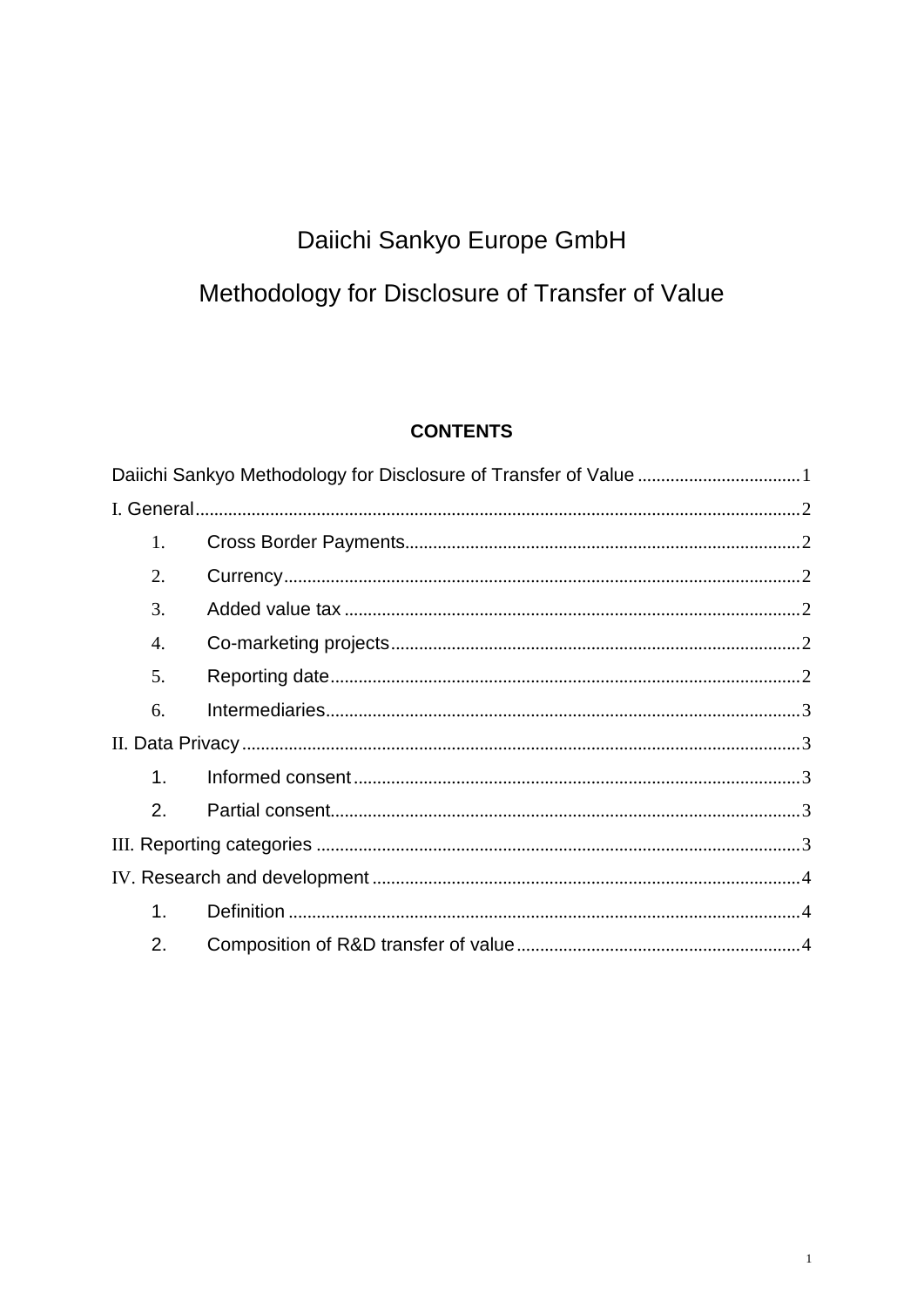# Daiichi Sankyo Europe GmbH

# Methodology for Disclosure of Transfer of Value

## CONTENTS

Daiichi Sankyo Methodology for Disclosure of Transfer of Value .................................. 1

I. General ................................................................................................................ 2

1. Cross Border Payments .................................................................................... 2
2. Currency ............................................................................................................. 2
3. Added value tax ................................................................................................. 2
4. Co-marketing projects ....................................................................................... 2
5. Reporting date .................................................................................................... 2
6. Intermediaries ..................................................................................................... 3

II. Data Privacy ....................................................................................................... 3

1. Informed consent ............................................................................................... 3
2. Partial consent .................................................................................................... 3

III. Reporting categories ....................................................................................... 3

IV. Research and development ............................................................................ 4

1. Definition ............................................................................................................ 4
2. Composition of R&D transfer of value ............................................................ 4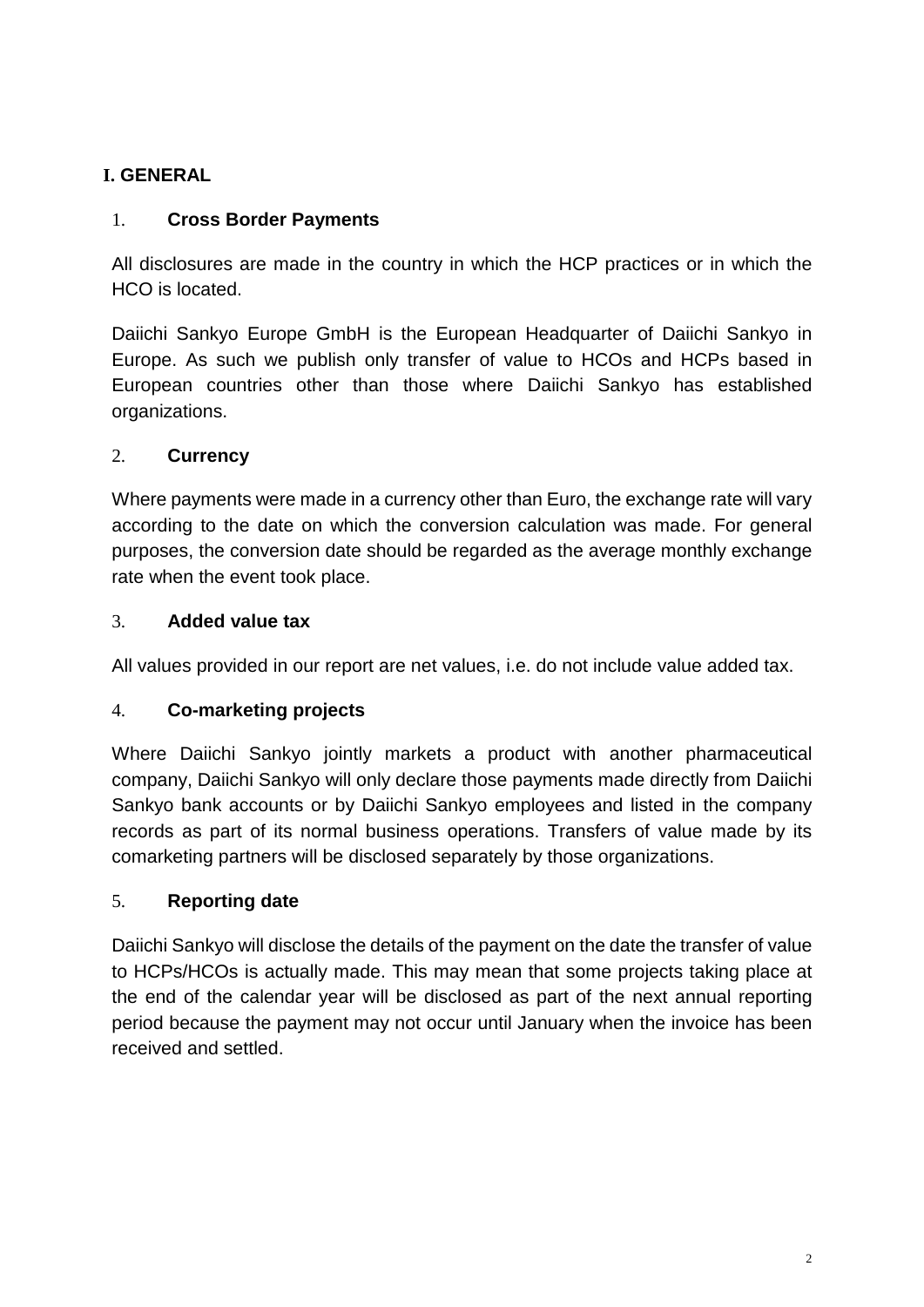## I. GENERAL

### 1. Cross Border Payments

All disclosures are made in the country in which the HCP practices or in which the HCO is located.

Daiichi Sankyo Europe GmbH is the European Headquarter of Daiichi Sankyo in Europe. As such we publish only transfer of value to HCOs and HCPs based in European countries other than those where Daiichi Sankyo has established organizations.

### 2. Currency

Where payments were made in a currency other than Euro, the exchange rate will vary according to the date on which the conversion calculation was made. For general purposes, the conversion date should be regarded as the average monthly exchange rate when the event took place.

### 3. Added value tax

All values provided in our report are net values, i.e. do not include value added tax.

### 4. Co-marketing projects

Where Daiichi Sankyo jointly markets a product with another pharmaceutical company, Daiichi Sankyo will only declare those payments made directly from Daiichi Sankyo bank accounts or by Daiichi Sankyo employees and listed in the company records as part of its normal business operations. Transfers of value made by its comarketing partners will be disclosed separately by those organizations.

### 5. Reporting date

Daiichi Sankyo will disclose the details of the payment on the date the transfer of value to HCPs/HCOs is actually made. This may mean that some projects taking place at the end of the calendar year will be disclosed as part of the next annual reporting period because the payment may not occur until January when the invoice has been received and settled.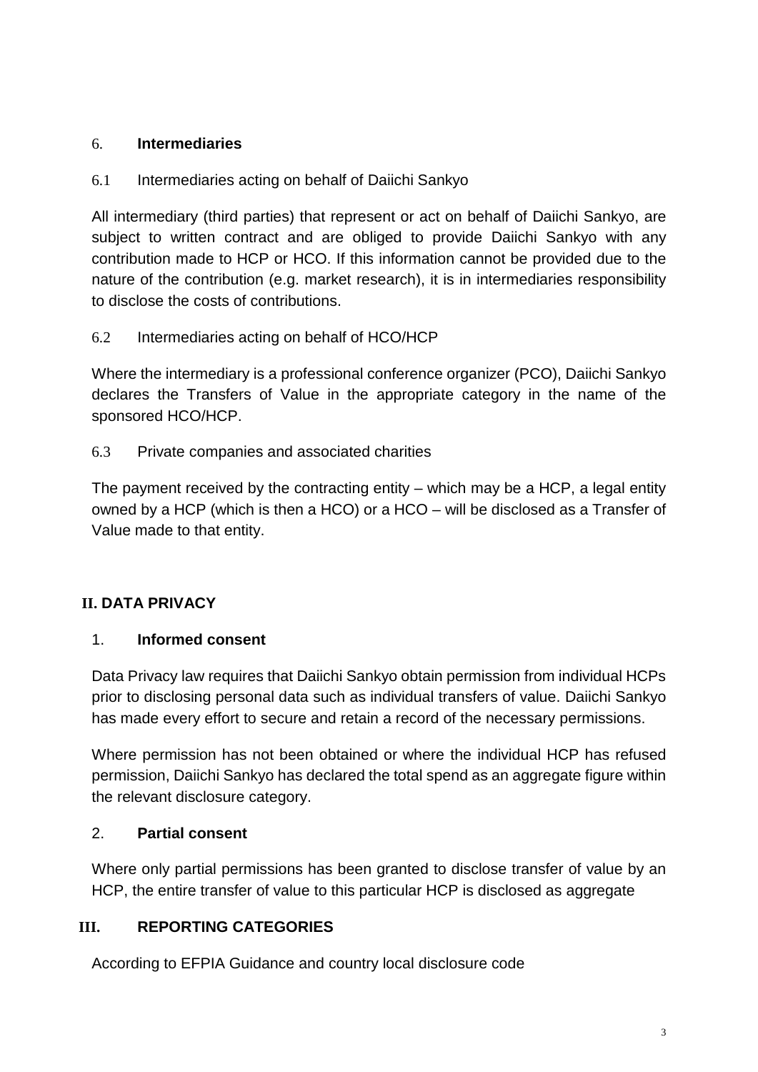### 6. **Intermediaries**

6.1 Intermediaries acting on behalf of Daiichi Sankyo

All intermediary (third parties) that represent or act on behalf of Daiichi Sankyo, are subject to written contract and are obliged to provide Daiichi Sankyo with any contribution made to HCP or HCO. If this information cannot be provided due to the nature of the contribution (e.g. market research), it is in intermediaries responsibility to disclose the costs of contributions.

6.2 Intermediaries acting on behalf of HCO/HCP

Where the intermediary is a professional conference organizer (PCO), Daiichi Sankyo declares the Transfers of Value in the appropriate category in the name of the sponsored HCO/HCP.

6.3 Private companies and associated charities

The payment received by the contracting entity – which may be a HCP, a legal entity owned by a HCP (which is then a HCO) or a HCO – will be disclosed as a Transfer of Value made to that entity.

## II. DATA PRIVACY

### 1. **Informed consent**

Data Privacy law requires that Daiichi Sankyo obtain permission from individual HCPs prior to disclosing personal data such as individual transfers of value. Daiichi Sankyo has made every effort to secure and retain a record of the necessary permissions.

Where permission has not been obtained or where the individual HCP has refused permission, Daiichi Sankyo has declared the total spend as an aggregate figure within the relevant disclosure category.

### 2. **Partial consent**

Where only partial permissions has been granted to disclose transfer of value by an HCP, the entire transfer of value to this particular HCP is disclosed as aggregate

## III. REPORTING CATEGORIES

According to EFPIA Guidance and country local disclosure code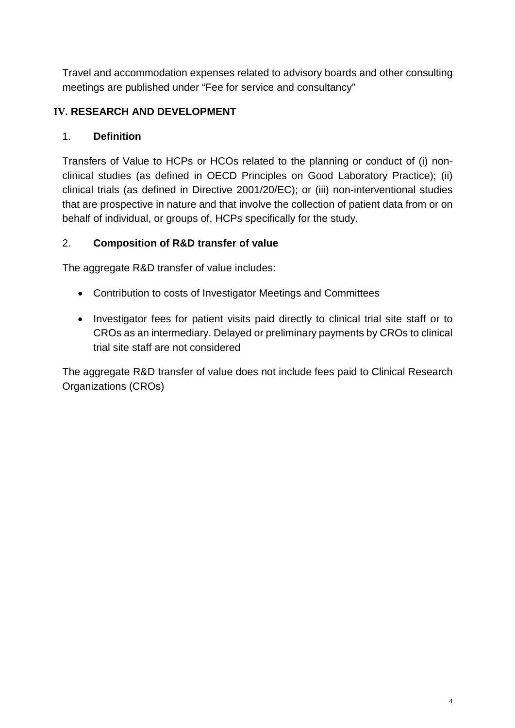Travel and accommodation expenses related to advisory boards and other consulting meetings are published under “Fee for service and consultancy”

## IV. RESEARCH AND DEVELOPMENT

### 1. Definition

Transfers of Value to HCPs or HCOs related to the planning or conduct of (i) non-clinical studies (as defined in OECD Principles on Good Laboratory Practice); (ii) clinical trials (as defined in Directive 2001/20/EC); or (iii) non-interventional studies that are prospective in nature and that involve the collection of patient data from or on behalf of individual, or groups of, HCPs specifically for the study.

### 2. Composition of R&D transfer of value

The aggregate R&D transfer of value includes:

- Contribution to costs of Investigator Meetings and Committees
- Investigator fees for patient visits paid directly to clinical trial site staff or to CROs as an intermediary. Delayed or preliminary payments by CROs to clinical trial site staff are not considered

The aggregate R&D transfer of value does not include fees paid to Clinical Research Organizations (CROs)